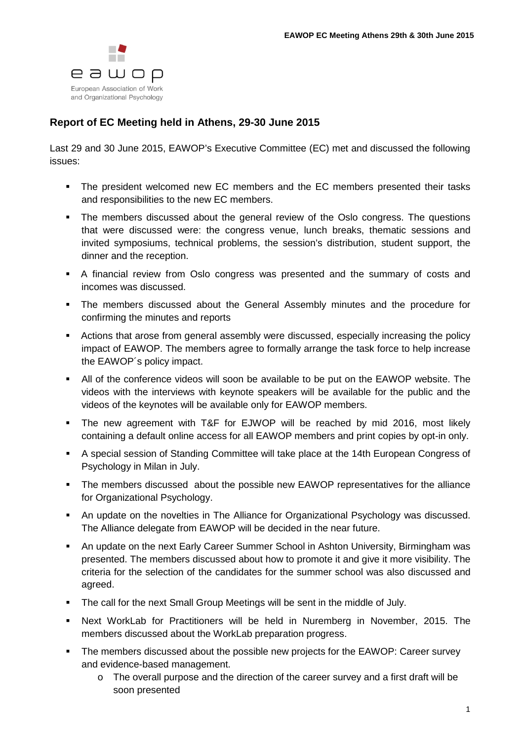## Report of EC Meeting held in Athens, 29-30 June 2015

Last 29 and 30 June 2015, EAWOP's Executive Committee (EC) met and discussed the following issues:

- The president welcomed new EC members and the EC members presented their tasks and responsibilities to the new EC members.
- The members discussed about the general review of the Oslo congress. The questions that were discussed were: the congress venue, lunch breaks, thematic sessions and invited symposiums, technical problems, the session's distribution, student support, the dinner and the reception.
- A financial review from Oslo congress was presented and the summary of costs and incomes was discussed.
- The members discussed about the General Assembly minutes and the procedure for confirming the minutes and reports
- Actions that arose from general assembly were discussed, especially increasing the policy impact of EAWOP. The members agree to formally arrange the task force to help increase the EAWOP´s policy impact.
- All of the conference videos will soon be available to be put on the EAWOP website. The videos with the interviews with keynote speakers will be available for the public and the videos of the keynotes will be available only for EAWOP members.
- The new agreement with T&F for EJWOP will be reached by mid 2016, most likely containing a default online access for all EAWOP members and print copies by opt-in only.
- A special session of Standing Committee will take place at the 14th European Congress of Psychology in Milan in July.
- The members discussed about the possible new EAWOP representatives for the alliance for Organizational Psychology.
- An update on the novelties in The Alliance for Organizational Psychology was discussed. The Alliance delegate from EAWOP will be decided in the near future.
- An update on the next Early Career Summer School in Ashton University, Birmingham was presented. The members discussed about how to promote it and give it more visibility. The criteria for the selection of the candidates for the summer school was also discussed and agreed.
- The call for the next Small Group Meetings will be sent in the middle of July.
- Next WorkLab for Practitioners will be held in Nuremberg in November, 2015. The members discussed about the WorkLab preparation progress.
- The members discussed about the possible new projects for the EAWOP: Career survey and evidence-based management.
  - The overall purpose and the direction of the career survey and a first draft will be soon presented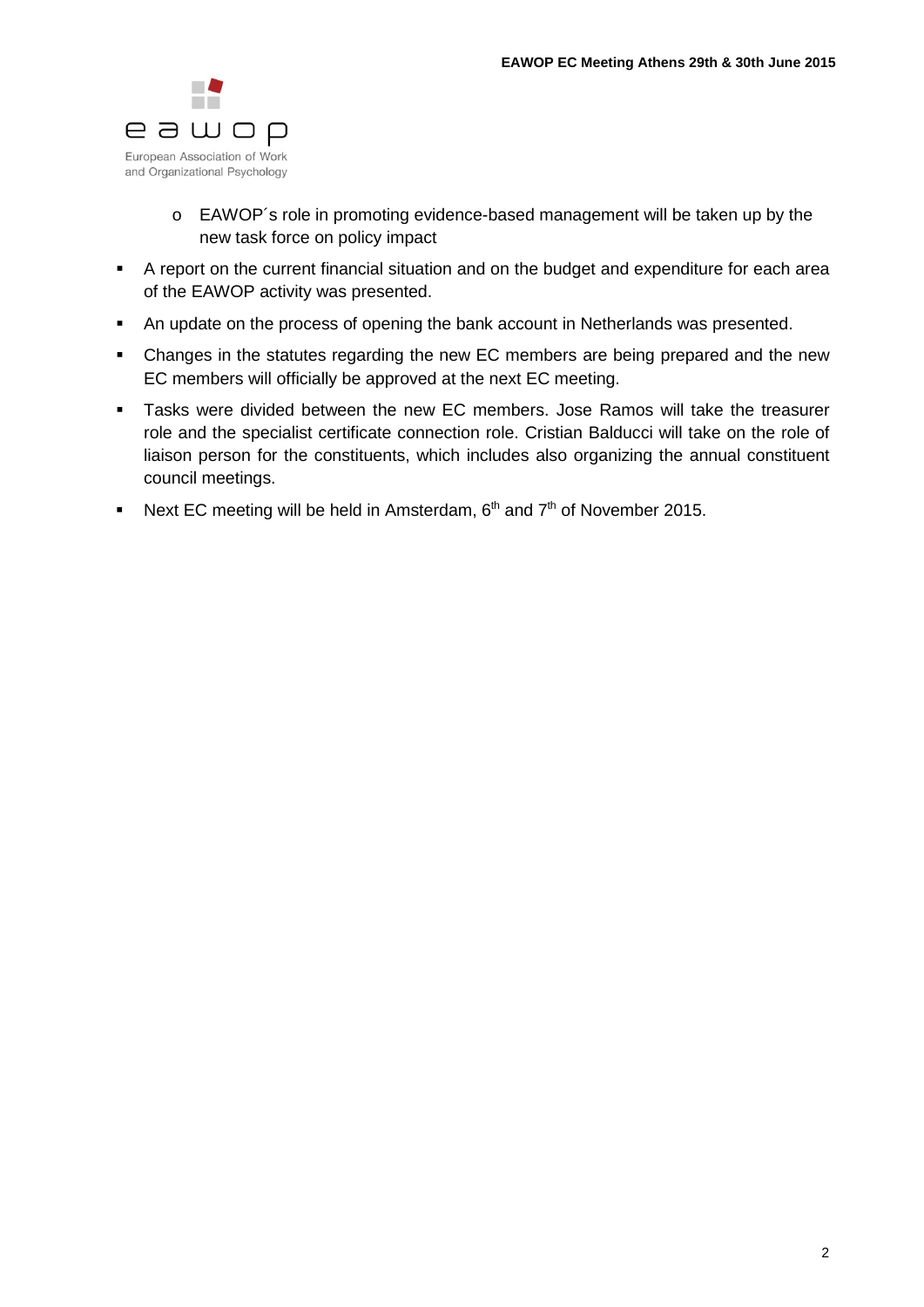- EAWOP´s role in promoting evidence-based management will be taken up by the new task force on policy impact

- A report on the current financial situation and on the budget and expenditure for each area of the EAWOP activity was presented.
- An update on the process of opening the bank account in Netherlands was presented.
- Changes in the statutes regarding the new EC members are being prepared and the new EC members will officially be approved at the next EC meeting.
- Tasks were divided between the new EC members. Jose Ramos will take the treasurer role and the specialist certificate connection role. Cristian Balducci will take on the role of liaison person for the constituents, which includes also organizing the annual constituent council meetings.
- Next EC meeting will be held in Amsterdam, 6th and 7th of November 2015.